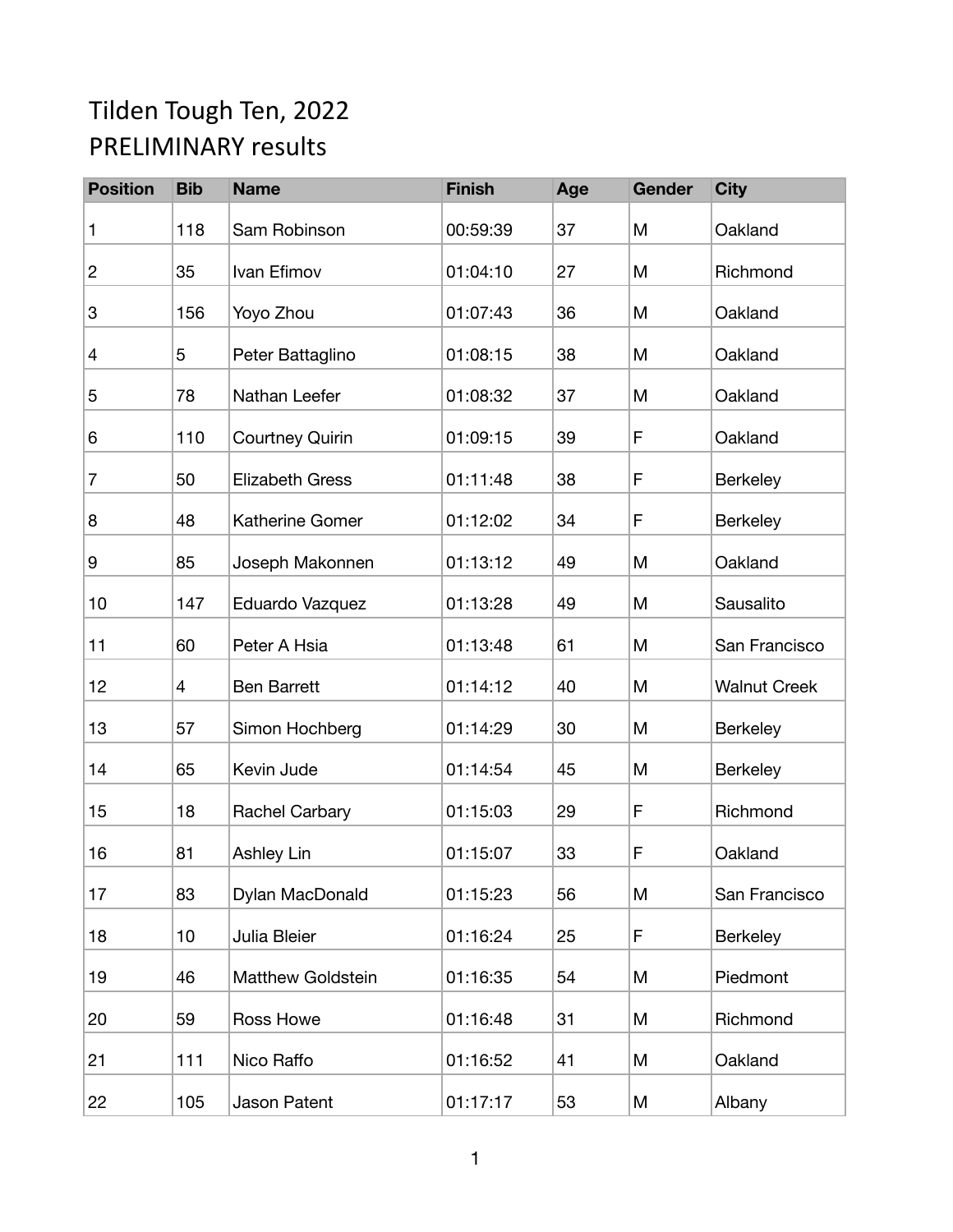# Tilden Tough Ten, 2022
# PRELIMINARY results

| Position | Bib | Name | Finish | Age | Gender | City |
|---|---|---|---|---|---|---|
| 1 | 118 | Sam Robinson | 00:59:39 | 37 | M | Oakland |
| 2 | 35 | Ivan Efimov | 01:04:10 | 27 | M | Richmond |
| 3 | 156 | Yoyo Zhou | 01:07:43 | 36 | M | Oakland |
| 4 | 5 | Peter Battaglino | 01:08:15 | 38 | M | Oakland |
| 5 | 78 | Nathan Leefer | 01:08:32 | 37 | M | Oakland |
| 6 | 110 | Courtney Quirin | 01:09:15 | 39 | F | Oakland |
| 7 | 50 | Elizabeth Gress | 01:11:48 | 38 | F | Berkeley |
| 8 | 48 | Katherine Gomer | 01:12:02 | 34 | F | Berkeley |
| 9 | 85 | Joseph Makonnen | 01:13:12 | 49 | M | Oakland |
| 10 | 147 | Eduardo Vazquez | 01:13:28 | 49 | M | Sausalito |
| 11 | 60 | Peter A Hsia | 01:13:48 | 61 | M | San Francisco |
| 12 | 4 | Ben Barrett | 01:14:12 | 40 | M | Walnut Creek |
| 13 | 57 | Simon Hochberg | 01:14:29 | 30 | M | Berkeley |
| 14 | 65 | Kevin Jude | 01:14:54 | 45 | M | Berkeley |
| 15 | 18 | Rachel Carbary | 01:15:03 | 29 | F | Richmond |
| 16 | 81 | Ashley Lin | 01:15:07 | 33 | F | Oakland |
| 17 | 83 | Dylan MacDonald | 01:15:23 | 56 | M | San Francisco |
| 18 | 10 | Julia Bleier | 01:16:24 | 25 | F | Berkeley |
| 19 | 46 | Matthew Goldstein | 01:16:35 | 54 | M | Piedmont |
| 20 | 59 | Ross Howe | 01:16:48 | 31 | M | Richmond |
| 21 | 111 | Nico Raffo | 01:16:52 | 41 | M | Oakland |
| 22 | 105 | Jason Patent | 01:17:17 | 53 | M | Albany |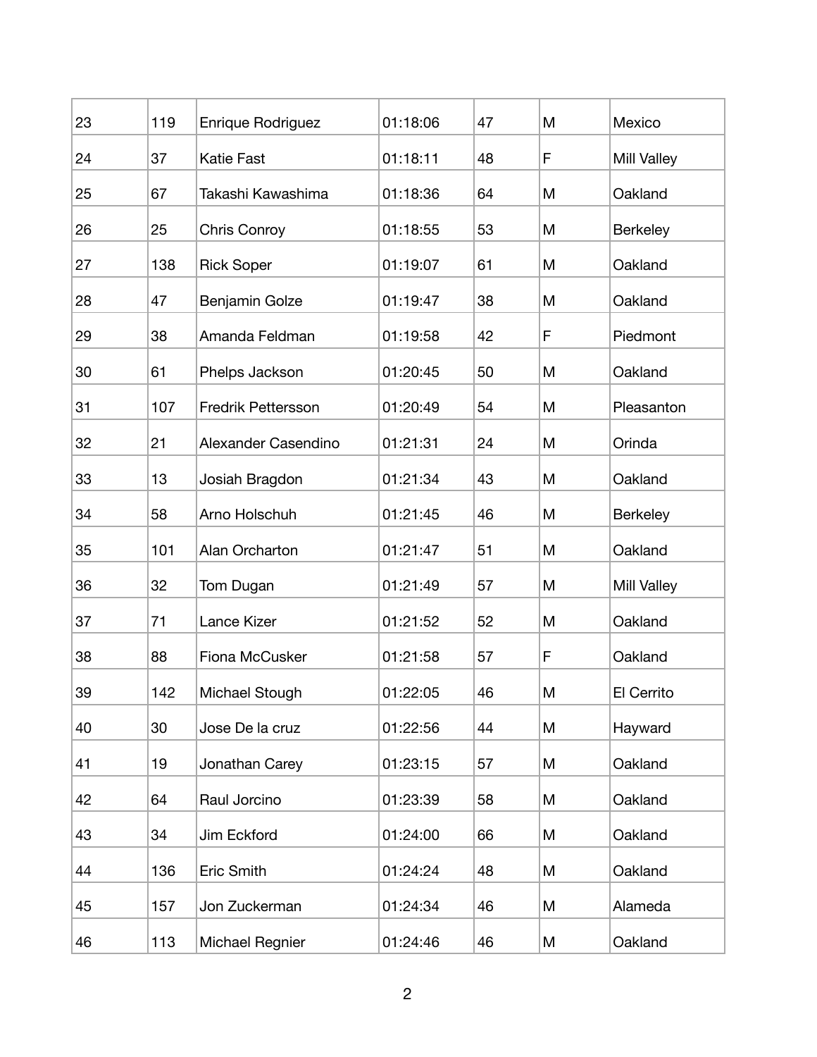| | | | | | | |
|---|---|---|---|---|---|---|
| 23 | 119 | Enrique Rodriguez | 01:18:06 | 47 | M | Mexico |
| 24 | 37 | Katie Fast | 01:18:11 | 48 | F | Mill Valley |
| 25 | 67 | Takashi Kawashima | 01:18:36 | 64 | M | Oakland |
| 26 | 25 | Chris Conroy | 01:18:55 | 53 | M | Berkeley |
| 27 | 138 | Rick Soper | 01:19:07 | 61 | M | Oakland |
| 28 | 47 | Benjamin Golze | 01:19:47 | 38 | M | Oakland |
| 29 | 38 | Amanda Feldman | 01:19:58 | 42 | F | Piedmont |
| 30 | 61 | Phelps Jackson | 01:20:45 | 50 | M | Oakland |
| 31 | 107 | Fredrik Pettersson | 01:20:49 | 54 | M | Pleasanton |
| 32 | 21 | Alexander Casendino | 01:21:31 | 24 | M | Orinda |
| 33 | 13 | Josiah Bragdon | 01:21:34 | 43 | M | Oakland |
| 34 | 58 | Arno Holschuh | 01:21:45 | 46 | M | Berkeley |
| 35 | 101 | Alan Orcharton | 01:21:47 | 51 | M | Oakland |
| 36 | 32 | Tom Dugan | 01:21:49 | 57 | M | Mill Valley |
| 37 | 71 | Lance Kizer | 01:21:52 | 52 | M | Oakland |
| 38 | 88 | Fiona McCusker | 01:21:58 | 57 | F | Oakland |
| 39 | 142 | Michael Stough | 01:22:05 | 46 | M | El Cerrito |
| 40 | 30 | Jose De la cruz | 01:22:56 | 44 | M | Hayward |
| 41 | 19 | Jonathan Carey | 01:23:15 | 57 | M | Oakland |
| 42 | 64 | Raul Jorcino | 01:23:39 | 58 | M | Oakland |
| 43 | 34 | Jim Eckford | 01:24:00 | 66 | M | Oakland |
| 44 | 136 | Eric Smith | 01:24:24 | 48 | M | Oakland |
| 45 | 157 | Jon Zuckerman | 01:24:34 | 46 | M | Alameda |
| 46 | 113 | Michael Regnier | 01:24:46 | 46 | M | Oakland |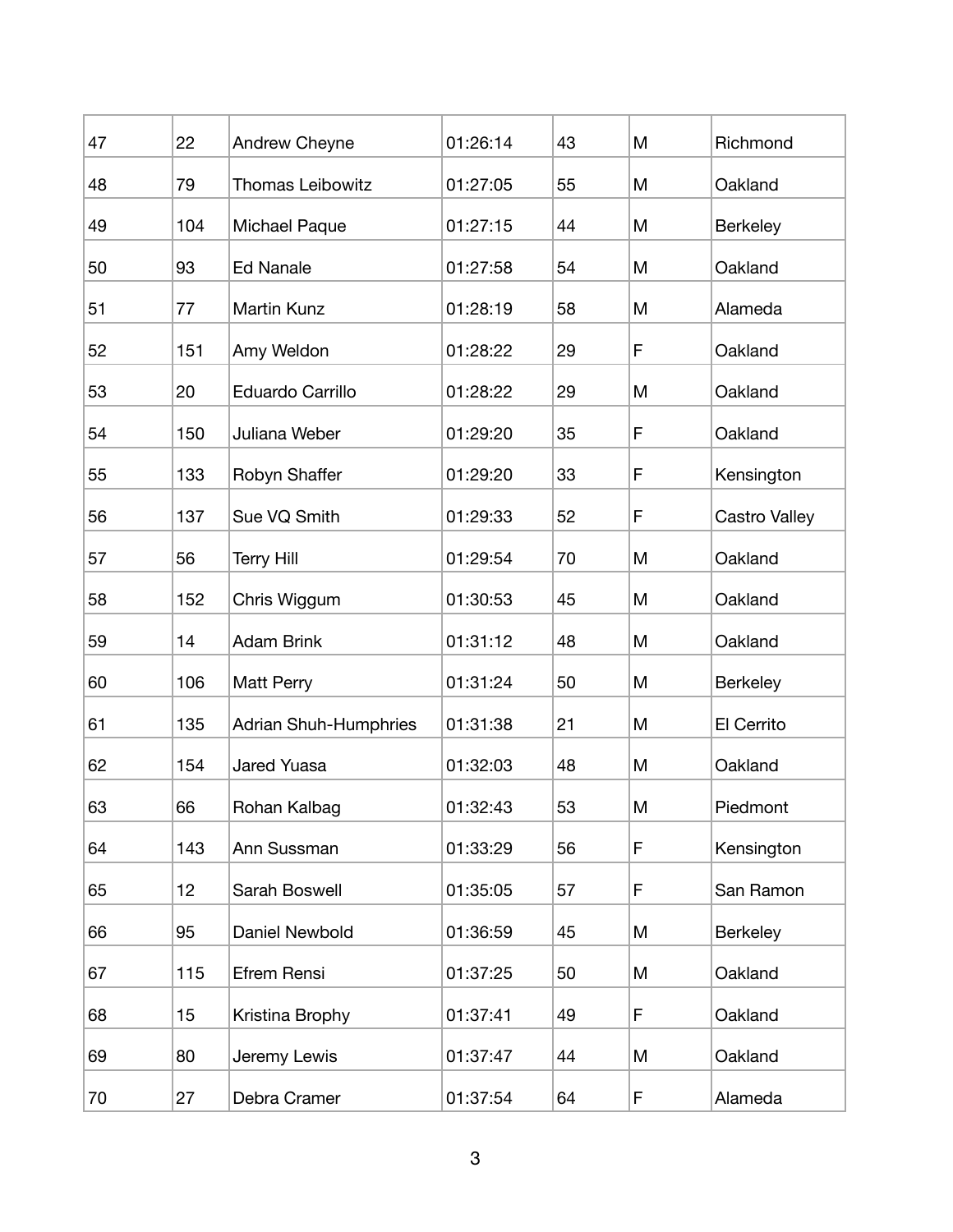| | | | | | | |
|---|---|---|---|---|---|---|
| 47 | 22 | Andrew Cheyne | 01:26:14 | 43 | M | Richmond |
| 48 | 79 | Thomas Leibowitz | 01:27:05 | 55 | M | Oakland |
| 49 | 104 | Michael Paque | 01:27:15 | 44 | M | Berkeley |
| 50 | 93 | Ed Nanale | 01:27:58 | 54 | M | Oakland |
| 51 | 77 | Martin Kunz | 01:28:19 | 58 | M | Alameda |
| 52 | 151 | Amy Weldon | 01:28:22 | 29 | F | Oakland |
| 53 | 20 | Eduardo Carrillo | 01:28:22 | 29 | M | Oakland |
| 54 | 150 | Juliana Weber | 01:29:20 | 35 | F | Oakland |
| 55 | 133 | Robyn Shaffer | 01:29:20 | 33 | F | Kensington |
| 56 | 137 | Sue VQ Smith | 01:29:33 | 52 | F | Castro Valley |
| 57 | 56 | Terry Hill | 01:29:54 | 70 | M | Oakland |
| 58 | 152 | Chris Wiggum | 01:30:53 | 45 | M | Oakland |
| 59 | 14 | Adam Brink | 01:31:12 | 48 | M | Oakland |
| 60 | 106 | Matt Perry | 01:31:24 | 50 | M | Berkeley |
| 61 | 135 | Adrian Shuh-Humphries | 01:31:38 | 21 | M | El Cerrito |
| 62 | 154 | Jared Yuasa | 01:32:03 | 48 | M | Oakland |
| 63 | 66 | Rohan Kalbag | 01:32:43 | 53 | M | Piedmont |
| 64 | 143 | Ann Sussman | 01:33:29 | 56 | F | Kensington |
| 65 | 12 | Sarah Boswell | 01:35:05 | 57 | F | San Ramon |
| 66 | 95 | Daniel Newbold | 01:36:59 | 45 | M | Berkeley |
| 67 | 115 | Efrem Rensi | 01:37:25 | 50 | M | Oakland |
| 68 | 15 | Kristina Brophy | 01:37:41 | 49 | F | Oakland |
| 69 | 80 | Jeremy Lewis | 01:37:47 | 44 | M | Oakland |
| 70 | 27 | Debra Cramer | 01:37:54 | 64 | F | Alameda |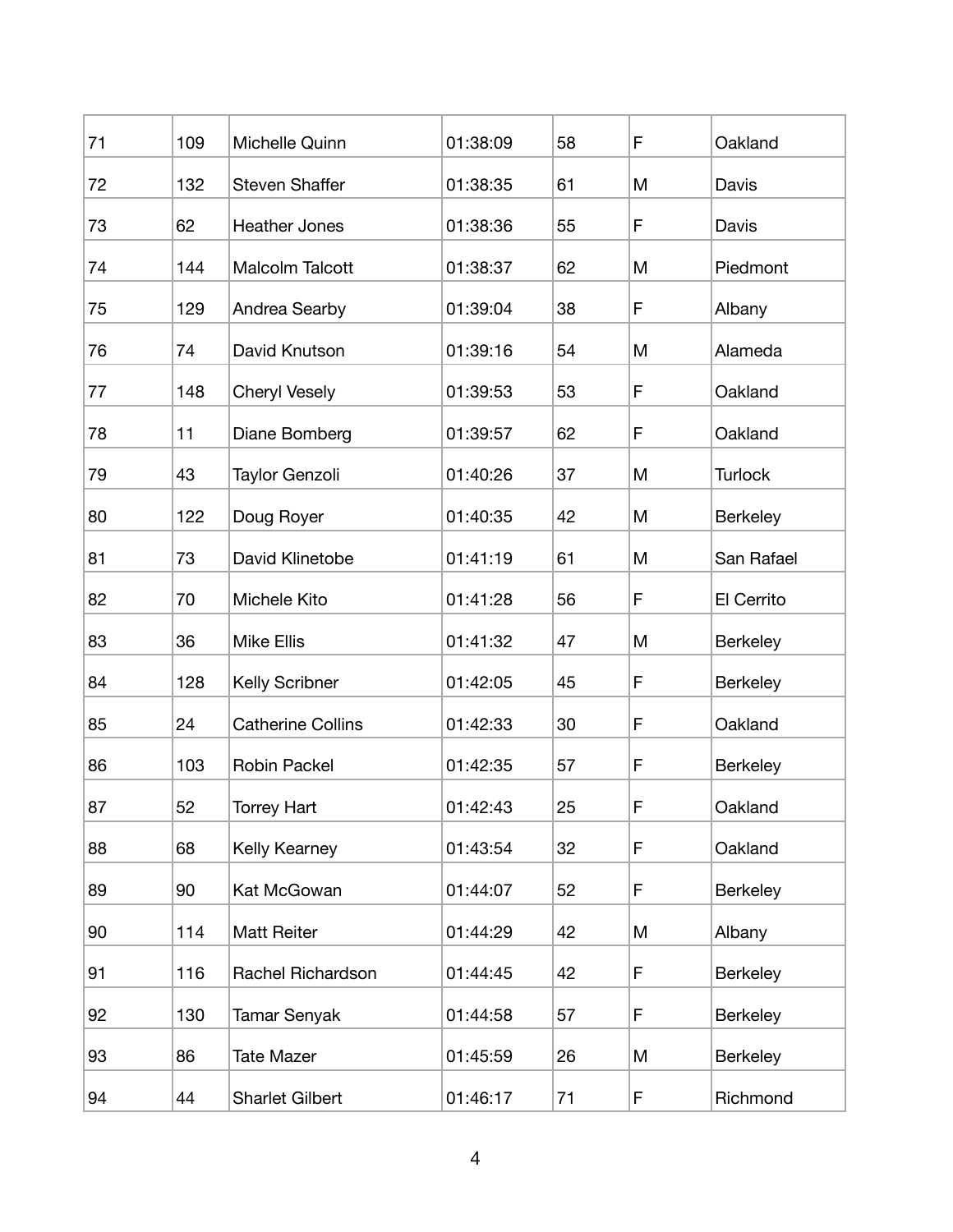| 71 | 109 | Michelle Quinn | 01:38:09 | 58 | F | Oakland |
|---|---|---|---|---|---|---|
| 72 | 132 | Steven Shaffer | 01:38:35 | 61 | M | Davis |
| 73 | 62 | Heather Jones | 01:38:36 | 55 | F | Davis |
| 74 | 144 | Malcolm Talcott | 01:38:37 | 62 | M | Piedmont |
| 75 | 129 | Andrea Searby | 01:39:04 | 38 | F | Albany |
| 76 | 74 | David Knutson | 01:39:16 | 54 | M | Alameda |
| 77 | 148 | Cheryl Vesely | 01:39:53 | 53 | F | Oakland |
| 78 | 11 | Diane Bomberg | 01:39:57 | 62 | F | Oakland |
| 79 | 43 | Taylor Genzoli | 01:40:26 | 37 | M | Turlock |
| 80 | 122 | Doug Royer | 01:40:35 | 42 | M | Berkeley |
| 81 | 73 | David Klinetobe | 01:41:19 | 61 | M | San Rafael |
| 82 | 70 | Michele Kito | 01:41:28 | 56 | F | El Cerrito |
| 83 | 36 | Mike Ellis | 01:41:32 | 47 | M | Berkeley |
| 84 | 128 | Kelly Scribner | 01:42:05 | 45 | F | Berkeley |
| 85 | 24 | Catherine Collins | 01:42:33 | 30 | F | Oakland |
| 86 | 103 | Robin Packel | 01:42:35 | 57 | F | Berkeley |
| 87 | 52 | Torrey Hart | 01:42:43 | 25 | F | Oakland |
| 88 | 68 | Kelly Kearney | 01:43:54 | 32 | F | Oakland |
| 89 | 90 | Kat McGowan | 01:44:07 | 52 | F | Berkeley |
| 90 | 114 | Matt Reiter | 01:44:29 | 42 | M | Albany |
| 91 | 116 | Rachel Richardson | 01:44:45 | 42 | F | Berkeley |
| 92 | 130 | Tamar Senyak | 01:44:58 | 57 | F | Berkeley |
| 93 | 86 | Tate Mazer | 01:45:59 | 26 | M | Berkeley |
| 94 | 44 | Sharlet Gilbert | 01:46:17 | 71 | F | Richmond |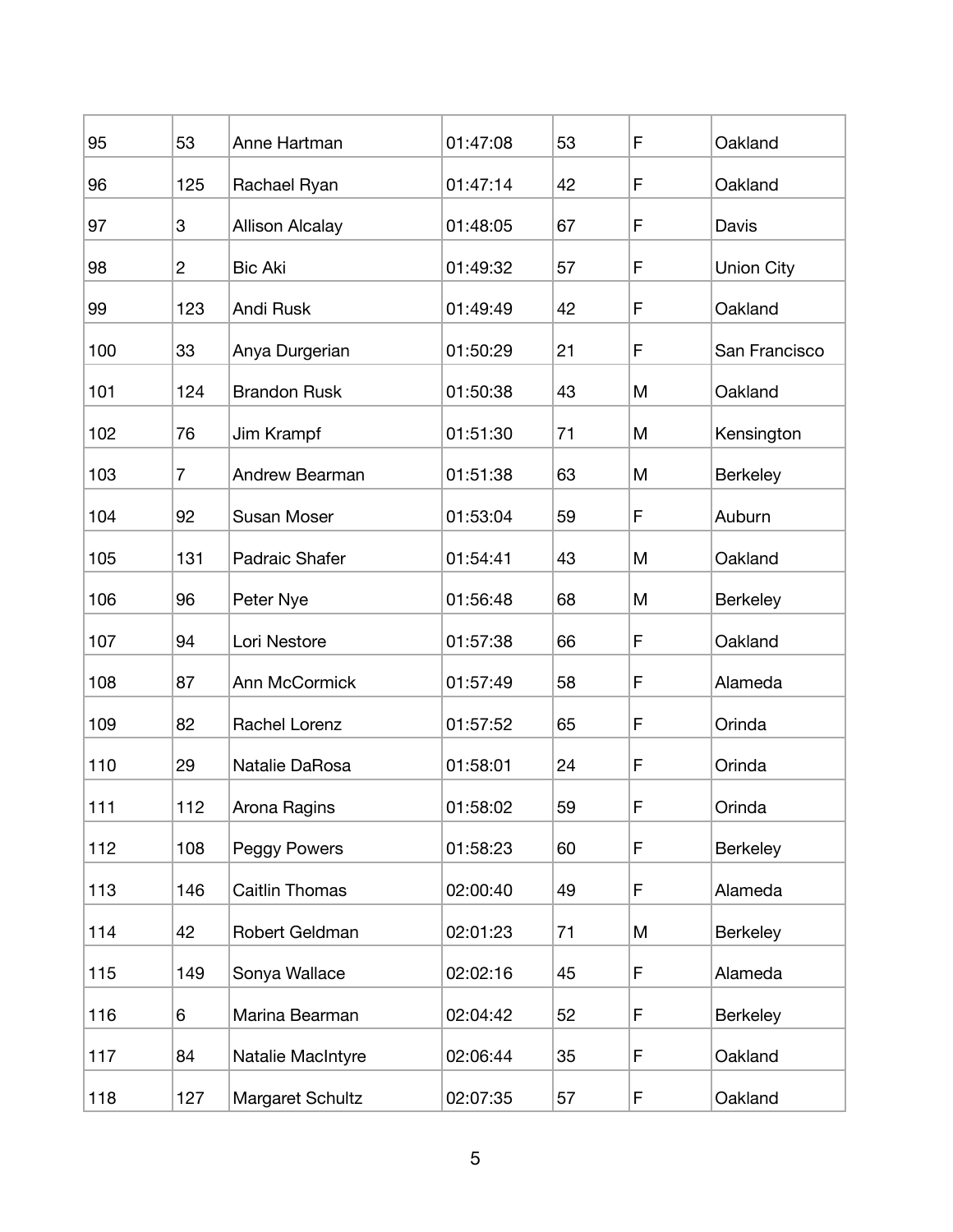| 95 | 53 | Anne Hartman | 01:47:08 | 53 | F | Oakland |
|---|---|---|---|---|---|---|
| 96 | 125 | Rachael Ryan | 01:47:14 | 42 | F | Oakland |
| 97 | 3 | Allison Alcalay | 01:48:05 | 67 | F | Davis |
| 98 | 2 | Bic Aki | 01:49:32 | 57 | F | Union City |
| 99 | 123 | Andi Rusk | 01:49:49 | 42 | F | Oakland |
| 100 | 33 | Anya Durgerian | 01:50:29 | 21 | F | San Francisco |
| 101 | 124 | Brandon Rusk | 01:50:38 | 43 | M | Oakland |
| 102 | 76 | Jim Krampf | 01:51:30 | 71 | M | Kensington |
| 103 | 7 | Andrew Bearman | 01:51:38 | 63 | M | Berkeley |
| 104 | 92 | Susan Moser | 01:53:04 | 59 | F | Auburn |
| 105 | 131 | Padraic Shafer | 01:54:41 | 43 | M | Oakland |
| 106 | 96 | Peter Nye | 01:56:48 | 68 | M | Berkeley |
| 107 | 94 | Lori Nestore | 01:57:38 | 66 | F | Oakland |
| 108 | 87 | Ann McCormick | 01:57:49 | 58 | F | Alameda |
| 109 | 82 | Rachel Lorenz | 01:57:52 | 65 | F | Orinda |
| 110 | 29 | Natalie DaRosa | 01:58:01 | 24 | F | Orinda |
| 111 | 112 | Arona Ragins | 01:58:02 | 59 | F | Orinda |
| 112 | 108 | Peggy Powers | 01:58:23 | 60 | F | Berkeley |
| 113 | 146 | Caitlin Thomas | 02:00:40 | 49 | F | Alameda |
| 114 | 42 | Robert Geldman | 02:01:23 | 71 | M | Berkeley |
| 115 | 149 | Sonya Wallace | 02:02:16 | 45 | F | Alameda |
| 116 | 6 | Marina Bearman | 02:04:42 | 52 | F | Berkeley |
| 117 | 84 | Natalie MacIntyre | 02:06:44 | 35 | F | Oakland |
| 118 | 127 | Margaret Schultz | 02:07:35 | 57 | F | Oakland |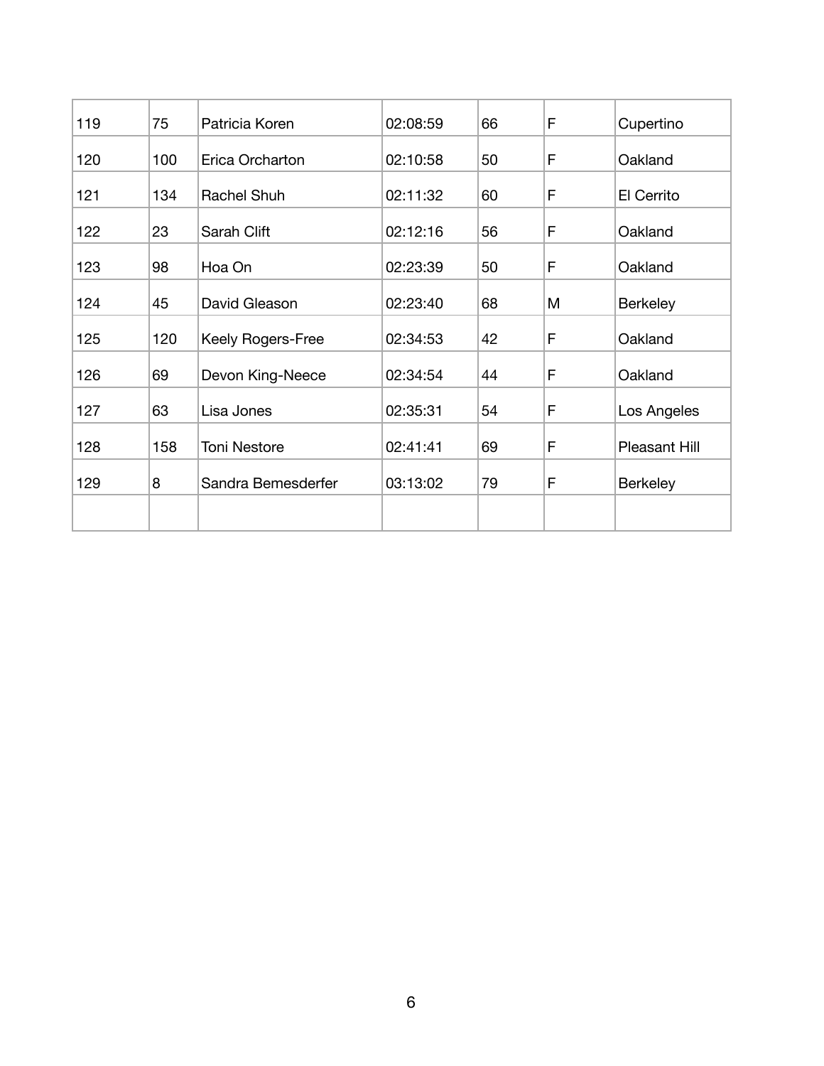| | | | | | | |
|---|---|---|---|---|---|---|
| 119 | 75 | Patricia Koren | 02:08:59 | 66 | F | Cupertino |
| 120 | 100 | Erica Orcharton | 02:10:58 | 50 | F | Oakland |
| 121 | 134 | Rachel Shuh | 02:11:32 | 60 | F | El Cerrito |
| 122 | 23 | Sarah Clift | 02:12:16 | 56 | F | Oakland |
| 123 | 98 | Hoa On | 02:23:39 | 50 | F | Oakland |
| 124 | 45 | David Gleason | 02:23:40 | 68 | M | Berkeley |
| 125 | 120 | Keely Rogers-Free | 02:34:53 | 42 | F | Oakland |
| 126 | 69 | Devon King-Neece | 02:34:54 | 44 | F | Oakland |
| 127 | 63 | Lisa Jones | 02:35:31 | 54 | F | Los Angeles |
| 128 | 158 | Toni Nestore | 02:41:41 | 69 | F | Pleasant Hill |
| 129 | 8 | Sandra Bemesderfer | 03:13:02 | 79 | F | Berkeley |
| | | | | | | |